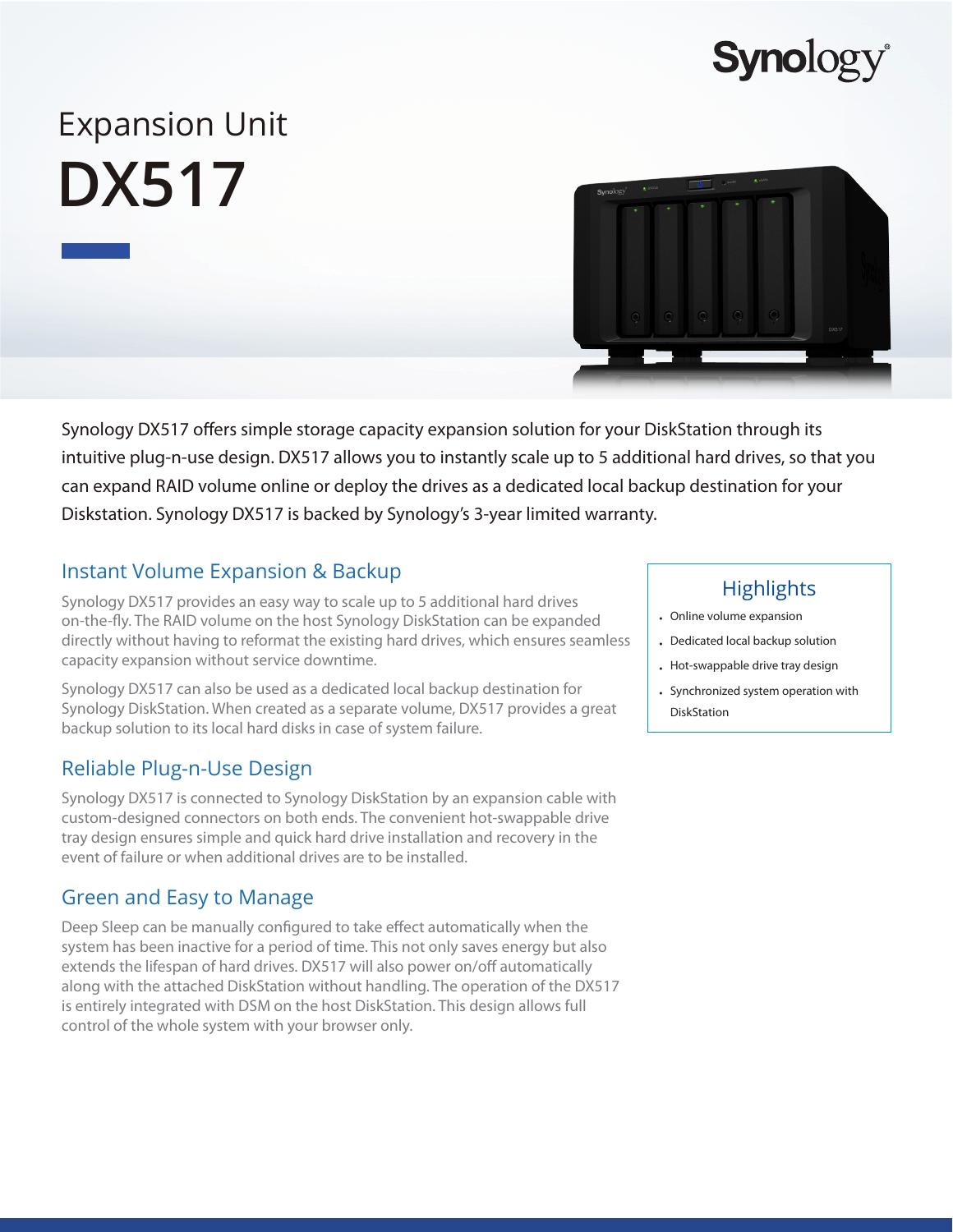Synology

# Expansion Unit

# DX517

Synology DX517 offers simple storage capacity expansion solution for your DiskStation through its intuitive plug-n-use design. DX517 allows you to instantly scale up to 5 additional hard drives, so that you can expand RAID volume online or deploy the drives as a dedicated local backup destination for your Diskstation. Synology DX517 is backed by Synology's 3-year limited warranty.

## Highlights

- Online volume expansion
- Dedicated local backup solution
- Hot-swappable drive tray design
- Synchronized system operation with DiskStation

## Instant Volume Expansion & Backup

Synology DX517 provides an easy way to scale up to 5 additional hard drives on-the-fly. The RAID volume on the host Synology DiskStation can be expanded directly without having to reformat the existing hard drives, which ensures seamless capacity expansion without service downtime.

Synology DX517 can also be used as a dedicated local backup destination for Synology DiskStation. When created as a separate volume, DX517 provides a great backup solution to its local hard disks in case of system failure.

## Reliable Plug-n-Use Design

Synology DX517 is connected to Synology DiskStation by an expansion cable with custom-designed connectors on both ends. The convenient hot-swappable drive tray design ensures simple and quick hard drive installation and recovery in the event of failure or when additional drives are to be installed.

## Green and Easy to Manage

Deep Sleep can be manually configured to take effect automatically when the system has been inactive for a period of time. This not only saves energy but also extends the lifespan of hard drives. DX517 will also power on/off automatically along with the attached DiskStation without handling. The operation of the DX517 is entirely integrated with DSM on the host DiskStation. This design allows full control of the whole system with your browser only.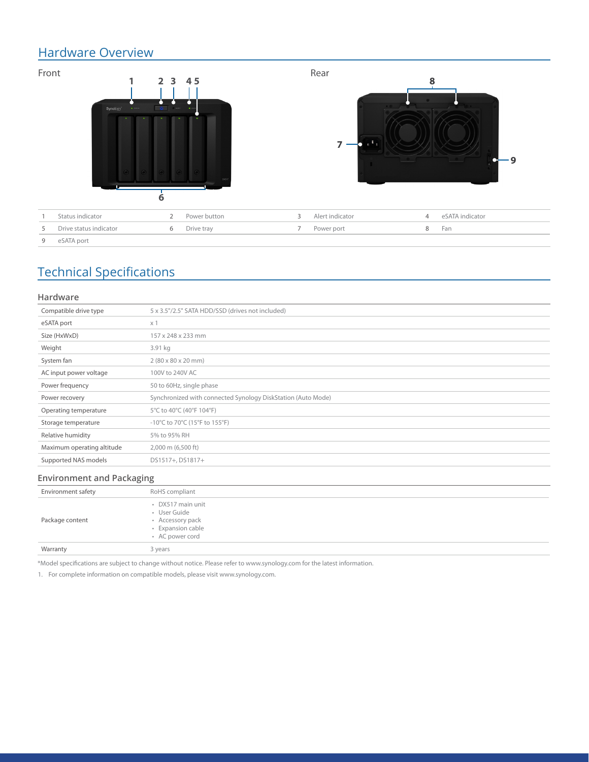## Hardware Overview

Front

Rear

| | | | | | | | |
|---|---|---|---|---|---|---|---|
| 1 | Status indicator | 2 | Power button | 3 | Alert indicator | 4 | eSATA indicator |
| 5 | Drive status indicator | 6 | Drive tray | 7 | Power port | 8 | Fan |
| 9 | eSATA port | | | | | | |

## Technical Specifications

### Hardware

| | |
|---|---|
| Compatible drive type | 5 x 3.5"/2.5" SATA HDD/SSD (drives not included) |
| eSATA port | x 1 |
| Size (HxWxD) | 157 x 248 x 233 mm |
| Weight | 3.91 kg |
| System fan | 2 (80 x 80 x 20 mm) |
| AC input power voltage | 100V to 240V AC |
| Power frequency | 50 to 60Hz, single phase |
| Power recovery | Synchronized with connected Synology DiskStation (Auto Mode) |
| Operating temperature | 5°C to 40°C (40°F 104°F) |
| Storage temperature | -10°C to 70°C (15°F to 155°F) |
| Relative humidity | 5% to 95% RH |
| Maximum operating altitude | 2,000 m (6,500 ft) |
| Supported NAS models | DS1517+, DS1817+ |

### Environment and Packaging

| | |
|---|---|
| Environment safety | RoHS compliant |
| Package content | • DX517 main unit<br>• User Guide<br>• Accessory pack<br>• Expansion cable<br>• AC power cord |
| Warranty | 3 years |

*Model specifications are subject to change without notice. Please refer to www.synology.com for the latest information.

1. For complete information on compatible models, please visit www.synology.com.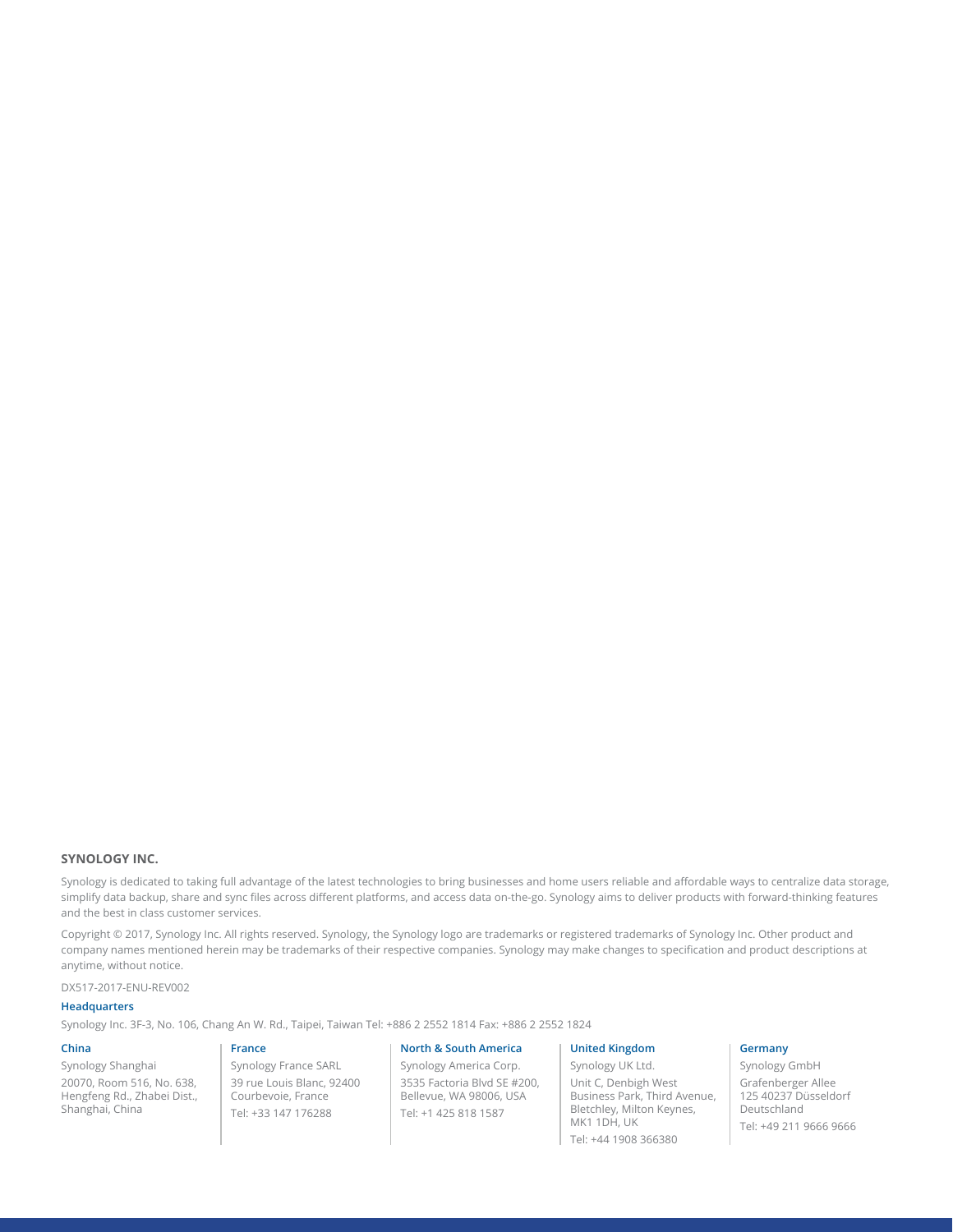**SYNOLOGY INC.**

Synology is dedicated to taking full advantage of the latest technologies to bring businesses and home users reliable and affordable ways to centralize data storage, simplify data backup, share and sync files across different platforms, and access data on-the-go. Synology aims to deliver products with forward-thinking features and the best in class customer services.

Copyright © 2017, Synology Inc. All rights reserved. Synology, the Synology logo are trademarks or registered trademarks of Synology Inc. Other product and company names mentioned herein may be trademarks of their respective companies. Synology may make changes to specification and product descriptions at anytime, without notice.

DX517-2017-ENU-REV002

**Headquarters**

Synology Inc. 3F-3, No. 106, Chang An W. Rd., Taipei, Taiwan Tel: +886 2 2552 1814 Fax: +886 2 2552 1824

**China**

Synology Shanghai

20070, Room 516, No. 638, Hengfeng Rd., Zhabei Dist., Shanghai, China

**France**

Synology France SARL

39 rue Louis Blanc, 92400 Courbevoie, France

Tel: +33 147 176288

**North & South America**

Synology America Corp.

3535 Factoria Blvd SE #200, Bellevue, WA 98006, USA

Tel: +1 425 818 1587

**United Kingdom**

Synology UK Ltd.

Unit C, Denbigh West Business Park, Third Avenue, Bletchley, Milton Keynes, MK1 1DH, UK

Tel: +44 1908 366380

**Germany**

Synology GmbH

Grafenberger Allee 125 40237 Düsseldorf Deutschland

Tel: +49 211 9666 9666